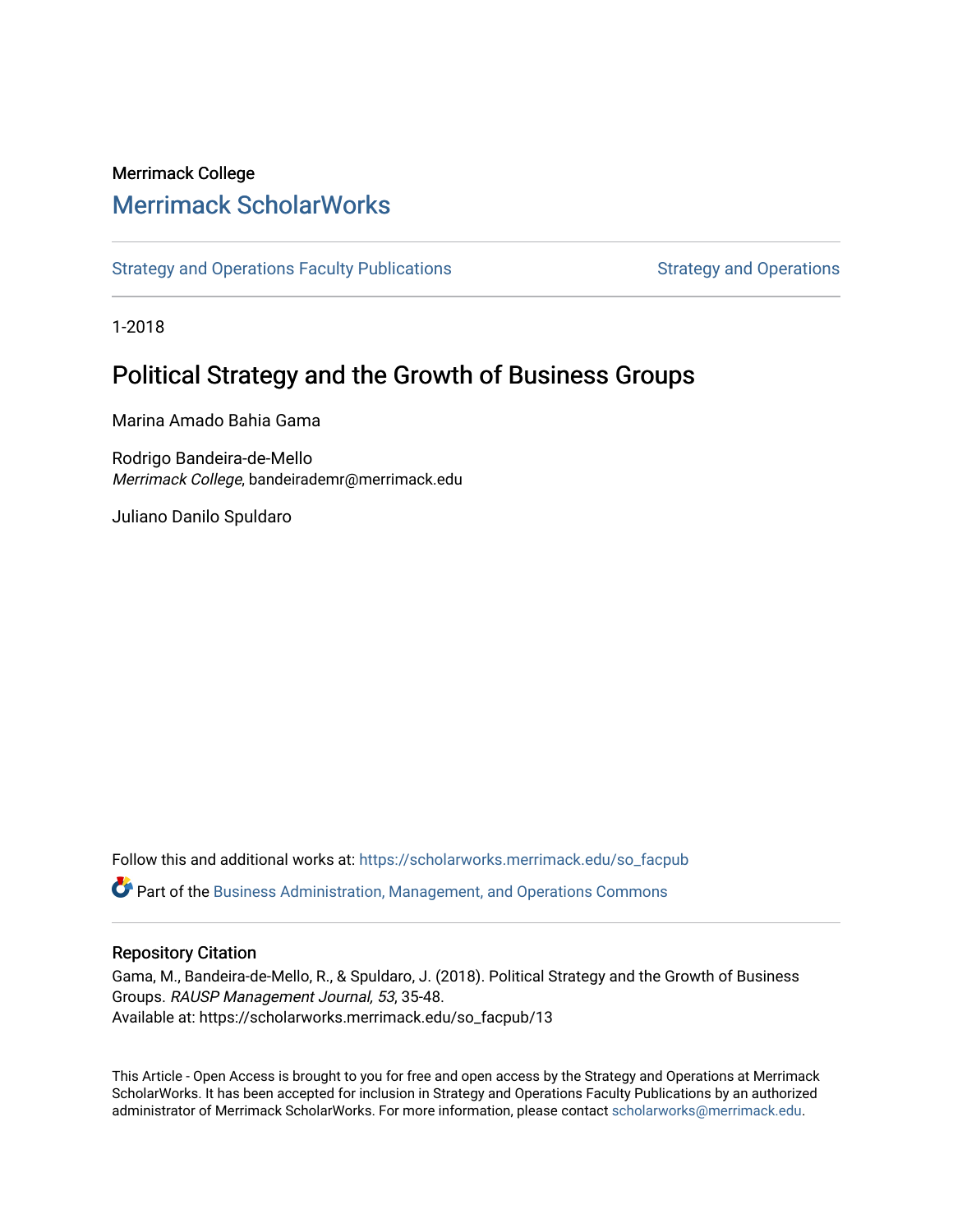Merrimack College

## Merrimack ScholarWorks

Strategy and Operations Faculty Publications | Strategy and Operations

1-2018

# Political Strategy and the Growth of Business Groups

Marina Amado Bahia Gama

Rodrigo Bandeira-de-Mello
*Merrimack College*, bandeirademr@merrimack.edu

Juliano Danilo Spuldaro

Follow this and additional works at: https://scholarworks.merrimack.edu/so_facpub

Part of the Business Administration, Management, and Operations Commons

### Repository Citation

Gama, M., Bandeira-de-Mello, R., & Spuldaro, J. (2018). Political Strategy and the Growth of Business Groups. *RAUSP Management Journal, 53*, 35-48.
Available at: https://scholarworks.merrimack.edu/so_facpub/13

This Article - Open Access is brought to you for free and open access by the Strategy and Operations at Merrimack ScholarWorks. It has been accepted for inclusion in Strategy and Operations Faculty Publications by an authorized administrator of Merrimack ScholarWorks. For more information, please contact scholarworks@merrimack.edu.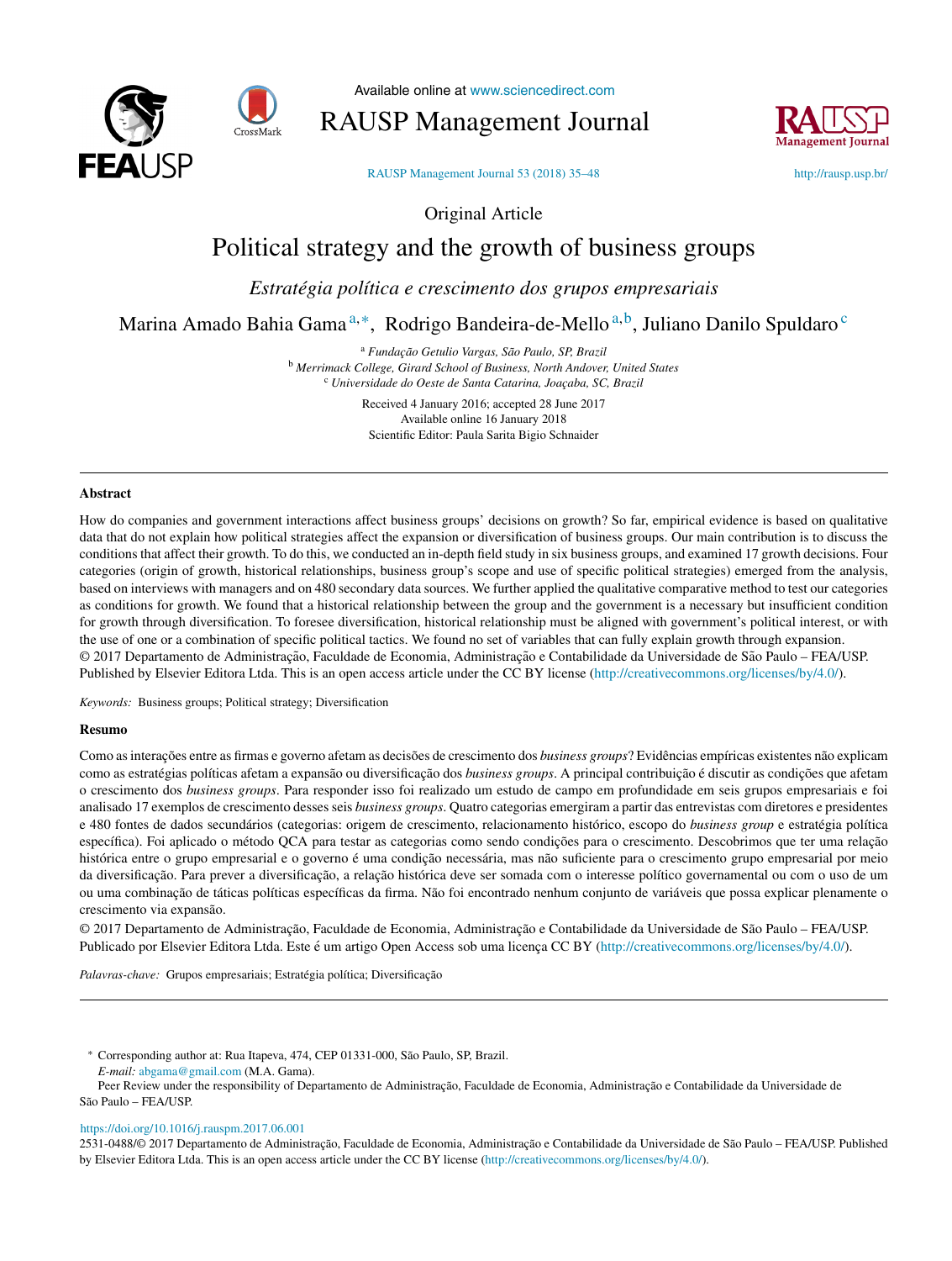Original Article

# Political strategy and the growth of business groups

*Estratégia política e crescimento dos grupos empresariais*

Marina Amado Bahia Gama [a,*], Rodrigo Bandeira-de-Mello [a,b], Juliano Danilo Spuldaro [c]

[a] *Fundação Getulio Vargas, São Paulo, SP, Brazil*
[b] *Merrimack College, Girard School of Business, North Andover, United States*
[c] *Universidade do Oeste de Santa Catarina, Joaçaba, SC, Brazil*

Received 4 January 2016; accepted 28 June 2017
Available online 16 January 2018
Scientific Editor: Paula Sarita Bigio Schnaider

## Abstract

How do companies and government interactions affect business groups' decisions on growth? So far, empirical evidence is based on qualitative data that do not explain how political strategies affect the expansion or diversification of business groups. Our main contribution is to discuss the conditions that affect their growth. To do this, we conducted an in-depth field study in six business groups, and examined 17 growth decisions. Four categories (origin of growth, historical relationships, business group's scope and use of specific political strategies) emerged from the analysis, based on interviews with managers and on 480 secondary data sources. We further applied the qualitative comparative method to test our categories as conditions for growth. We found that a historical relationship between the group and the government is a necessary but insufficient condition for growth through diversification. To foresee diversification, historical relationship must be aligned with government's political interest, or with the use of one or a combination of specific political tactics. We found no set of variables that can fully explain growth through expansion.
© 2017 Departamento de Administração, Faculdade de Economia, Administração e Contabilidade da Universidade de São Paulo – FEA/USP. Published by Elsevier Editora Ltda. This is an open access article under the CC BY license (http://creativecommons.org/licenses/by/4.0/).

*Keywords:* Business groups; Political strategy; Diversification

## Resumo

Como as interações entre as firmas e governo afetam as decisões de crescimento dos *business groups*? Evidências empíricas existentes não explicam como as estratégias políticas afetam a expansão ou diversificação dos *business groups*. A principal contribuição é discutir as condições que afetam o crescimento dos *business groups*. Para responder isso foi realizado um estudo de campo em profundidade em seis grupos empresariais e foi analisado 17 exemplos de crescimento desses seis *business groups*. Quatro categorias emergiram a partir das entrevistas com diretores e presidentes e 480 fontes de dados secundários (categorias: origem de crescimento, relacionamento histórico, escopo do *business group* e estratégia política específica). Foi aplicado o método QCA para testar as categorias como sendo condições para o crescimento. Descobrimos que ter uma relação histórica entre o grupo empresarial e o governo é uma condição necessária, mas não suficiente para o crescimento grupo empresarial por meio da diversificação. Para prever a diversificação, a relação histórica deve ser somada com o interesse político governamental ou com o uso de um ou uma combinação de táticas políticas específicas da firma. Não foi encontrado nenhum conjunto de variáveis que possa explicar plenamente o crescimento via expansão.
© 2017 Departamento de Administração, Faculdade de Economia, Administração e Contabilidade da Universidade de São Paulo – FEA/USP. Publicado por Elsevier Editora Ltda. Este é um artigo Open Access sob uma licença CC BY (http://creativecommons.org/licenses/by/4.0/).

*Palavras-chave:* Grupos empresariais; Estratégia política; Diversificação

---

\* Corresponding author at: Rua Itapeva, 474, CEP 01331-000, São Paulo, SP, Brazil.
*E-mail:* abgama@gmail.com (M.A. Gama).
Peer Review under the responsibility of Departamento de Administração, Faculdade de Economia, Administração e Contabilidade da Universidade de São Paulo – FEA/USP.

https://doi.org/10.1016/j.rauspm.2017.06.001
2531-0488/© 2017 Departamento de Administração, Faculdade de Economia, Administração e Contabilidade da Universidade de São Paulo – FEA/USP. Published by Elsevier Editora Ltda. This is an open access article under the CC BY license (http://creativecommons.org/licenses/by/4.0/).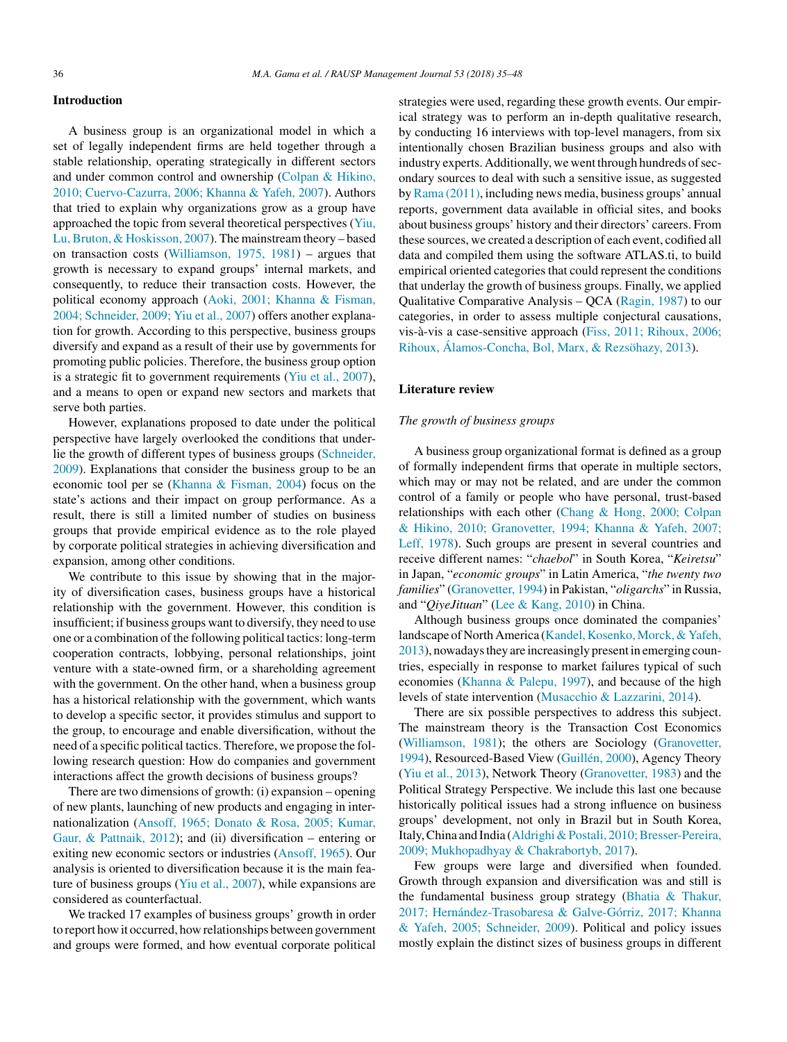## Introduction

A business group is an organizational model in which a set of legally independent firms are held together through a stable relationship, operating strategically in different sectors and under common control and ownership (Colpan & Hikino, 2010; Cuervo-Cazurra, 2006; Khanna & Yafeh, 2007). Authors that tried to explain why organizations grow as a group have approached the topic from several theoretical perspectives (Yiu, Lu, Bruton, & Hoskisson, 2007). The mainstream theory – based on transaction costs (Williamson, 1975, 1981) – argues that growth is necessary to expand groups' internal markets, and consequently, to reduce their transaction costs. However, the political economy approach (Aoki, 2001; Khanna & Fisman, 2004; Schneider, 2009; Yiu et al., 2007) offers another explanation for growth. According to this perspective, business groups diversify and expand as a result of their use by governments for promoting public policies. Therefore, the business group option is a strategic fit to government requirements (Yiu et al., 2007), and a means to open or expand new sectors and markets that serve both parties.

However, explanations proposed to date under the political perspective have largely overlooked the conditions that underlie the growth of different types of business groups (Schneider, 2009). Explanations that consider the business group to be an economic tool per se (Khanna & Fisman, 2004) focus on the state's actions and their impact on group performance. As a result, there is still a limited number of studies on business groups that provide empirical evidence as to the role played by corporate political strategies in achieving diversification and expansion, among other conditions.

We contribute to this issue by showing that in the majority of diversification cases, business groups have a historical relationship with the government. However, this condition is insufficient; if business groups want to diversify, they need to use one or a combination of the following political tactics: long-term cooperation contracts, lobbying, personal relationships, joint venture with a state-owned firm, or a shareholding agreement with the government. On the other hand, when a business group has a historical relationship with the government, which wants to develop a specific sector, it provides stimulus and support to the group, to encourage and enable diversification, without the need of a specific political tactics. Therefore, we propose the following research question: How do companies and government interactions affect the growth decisions of business groups?

There are two dimensions of growth: (i) expansion – opening of new plants, launching of new products and engaging in internationalization (Ansoff, 1965; Donato & Rosa, 2005; Kumar, Gaur, & Pattnaik, 2012); and (ii) diversification – entering or exiting new economic sectors or industries (Ansoff, 1965). Our analysis is oriented to diversification because it is the main feature of business groups (Yiu et al., 2007), while expansions are considered as counterfactual.

We tracked 17 examples of business groups' growth in order to report how it occurred, how relationships between government and groups were formed, and how eventual corporate political strategies were used, regarding these growth events. Our empirical strategy was to perform an in-depth qualitative research, by conducting 16 interviews with top-level managers, from six intentionally chosen Brazilian business groups and also with industry experts. Additionally, we went through hundreds of secondary sources to deal with such a sensitive issue, as suggested by Rama (2011), including news media, business groups' annual reports, government data available in official sites, and books about business groups' history and their directors' careers. From these sources, we created a description of each event, codified all data and compiled them using the software ATLAS.ti, to build empirical oriented categories that could represent the conditions that underlay the growth of business groups. Finally, we applied Qualitative Comparative Analysis – QCA (Ragin, 1987) to our categories, in order to assess multiple conjectural causations, vis-à-vis a case-sensitive approach (Fiss, 2011; Rihoux, 2006; Rihoux, Álamos-Concha, Bol, Marx, & Rezsöhazy, 2013).

## Literature review

### *The growth of business groups*

A business group organizational format is defined as a group of formally independent firms that operate in multiple sectors, which may or may not be related, and are under the common control of a family or people who have personal, trust-based relationships with each other (Chang & Hong, 2000; Colpan & Hikino, 2010; Granovetter, 1994; Khanna & Yafeh, 2007; Leff, 1978). Such groups are present in several countries and receive different names: "*chaebol*" in South Korea, "*Keiretsu*" in Japan, "*economic groups*" in Latin America, "*the twenty two families*" (Granovetter, 1994) in Pakistan, "*oligarchs*" in Russia, and "*QiyeJituan*" (Lee & Kang, 2010) in China.

Although business groups once dominated the companies' landscape of North America (Kandel, Kosenko, Morck, & Yafeh, 2013), nowadays they are increasingly present in emerging countries, especially in response to market failures typical of such economies (Khanna & Palepu, 1997), and because of the high levels of state intervention (Musacchio & Lazzarini, 2014).

There are six possible perspectives to address this subject. The mainstream theory is the Transaction Cost Economics (Williamson, 1981); the others are Sociology (Granovetter, 1994), Resourced-Based View (Guillén, 2000), Agency Theory (Yiu et al., 2013), Network Theory (Granovetter, 1983) and the Political Strategy Perspective. We include this last one because historically political issues had a strong influence on business groups' development, not only in Brazil but in South Korea, Italy, China and India (Aldrighi & Postali, 2010; Bresser-Pereira, 2009; Mukhopadhyay & Chakrabortyb, 2017).

Few groups were large and diversified when founded. Growth through expansion and diversification was and still is the fundamental business group strategy (Bhatia & Thakur, 2017; Hernández-Trasobaresa & Galve-Górriz, 2017; Khanna & Yafeh, 2005; Schneider, 2009). Political and policy issues mostly explain the distinct sizes of business groups in different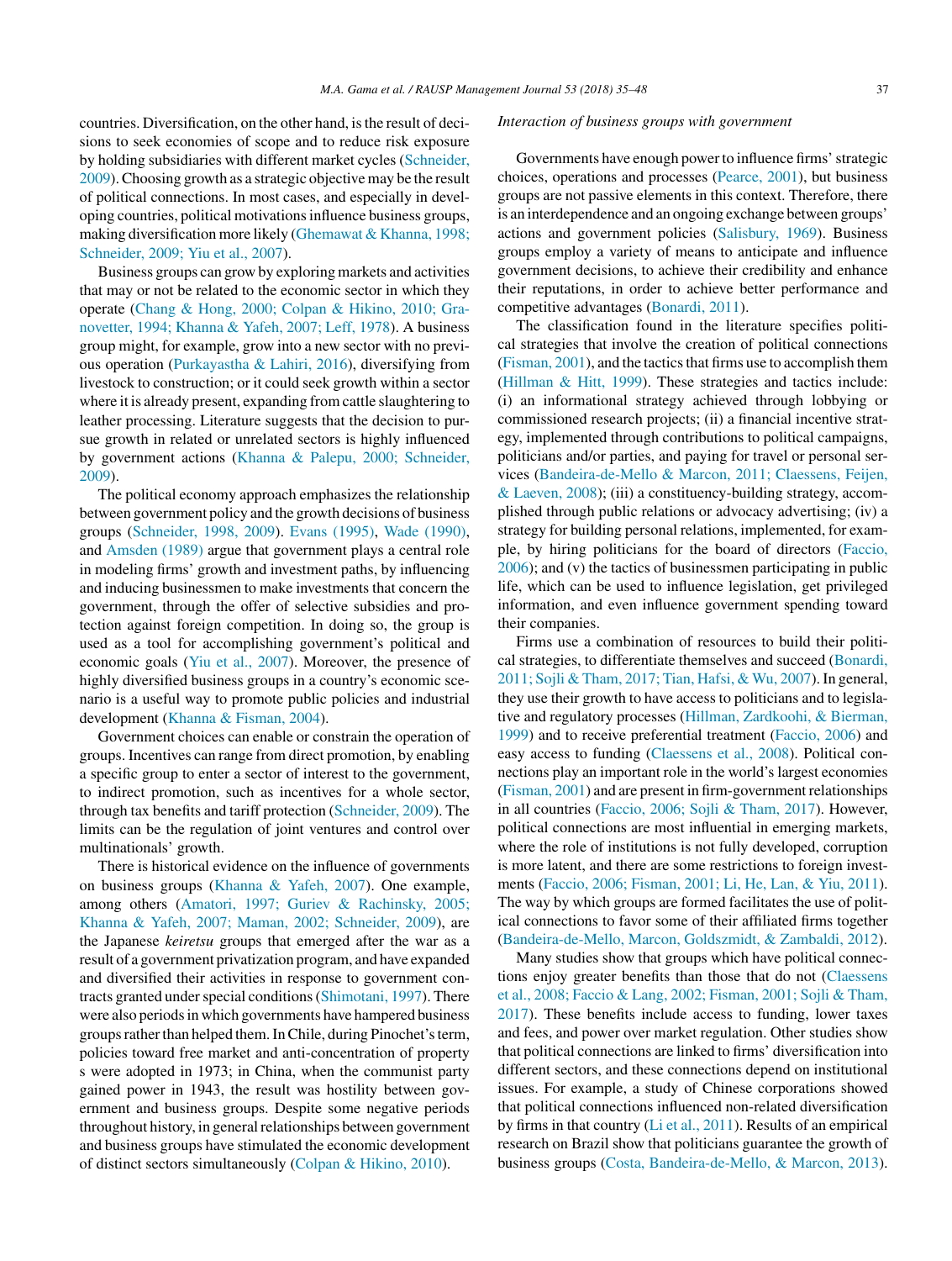countries. Diversification, on the other hand, is the result of decisions to seek economies of scope and to reduce risk exposure by holding subsidiaries with different market cycles (Schneider, 2009). Choosing growth as a strategic objective may be the result of political connections. In most cases, and especially in developing countries, political motivations influence business groups, making diversification more likely (Ghemawat & Khanna, 1998; Schneider, 2009; Yiu et al., 2007).

Business groups can grow by exploring markets and activities that may or may not be related to the economic sector in which they operate (Chang & Hong, 2000; Colpan & Hikino, 2010; Granovetter, 1994; Khanna & Yafeh, 2007; Leff, 1978). A business group might, for example, grow into a new sector with no previous operation (Purkayastha & Lahiri, 2016), diversifying from livestock to construction; or it could seek growth within a sector where it is already present, expanding from cattle slaughtering to leather processing. Literature suggests that the decision to pursue growth in related or unrelated sectors is highly influenced by government actions (Khanna & Palepu, 2000; Schneider, 2009).

The political economy approach emphasizes the relationship between government policy and the growth decisions of business groups (Schneider, 1998, 2009). Evans (1995), Wade (1990), and Amsden (1989) argue that government plays a central role in modeling firms' growth and investment paths, by influencing and inducing businessmen to make investments that concern the government, through the offer of selective subsidies and protection against foreign competition. In doing so, the group is used as a tool for accomplishing government's political and economic goals (Yiu et al., 2007). Moreover, the presence of highly diversified business groups in a country's economic scenario is a useful way to promote public policies and industrial development (Khanna & Fisman, 2004).

Government choices can enable or constrain the operation of groups. Incentives can range from direct promotion, by enabling a specific group to enter a sector of interest to the government, to indirect promotion, such as incentives for a whole sector, through tax benefits and tariff protection (Schneider, 2009). The limits can be the regulation of joint ventures and control over multinationals' growth.

There is historical evidence on the influence of governments on business groups (Khanna & Yafeh, 2007). One example, among others (Amatori, 1997; Guriev & Rachinsky, 2005; Khanna & Yafeh, 2007; Maman, 2002; Schneider, 2009), are the Japanese *keiretsu* groups that emerged after the war as a result of a government privatization program, and have expanded and diversified their activities in response to government contracts granted under special conditions (Shimotani, 1997). There were also periods in which governments have hampered business groups rather than helped them. In Chile, during Pinochet's term, policies toward free market and anti-concentration of property s were adopted in 1973; in China, when the communist party gained power in 1943, the result was hostility between government and business groups. Despite some negative periods throughout history, in general relationships between government and business groups have stimulated the economic development of distinct sectors simultaneously (Colpan & Hikino, 2010).

### *Interaction of business groups with government*

Governments have enough power to influence firms' strategic choices, operations and processes (Pearce, 2001), but business groups are not passive elements in this context. Therefore, there is an interdependence and an ongoing exchange between groups' actions and government policies (Salisbury, 1969). Business groups employ a variety of means to anticipate and influence government decisions, to achieve their credibility and enhance their reputations, in order to achieve better performance and competitive advantages (Bonardi, 2011).

The classification found in the literature specifies political strategies that involve the creation of political connections (Fisman, 2001), and the tactics that firms use to accomplish them (Hillman & Hitt, 1999). These strategies and tactics include: (i) an informational strategy achieved through lobbying or commissioned research projects; (ii) a financial incentive strategy, implemented through contributions to political campaigns, politicians and/or parties, and paying for travel or personal services (Bandeira-de-Mello & Marcon, 2011; Claessens, Feijen, & Laeven, 2008); (iii) a constituency-building strategy, accomplished through public relations or advocacy advertising; (iv) a strategy for building personal relations, implemented, for example, by hiring politicians for the board of directors (Faccio, 2006); and (v) the tactics of businessmen participating in public life, which can be used to influence legislation, get privileged information, and even influence government spending toward their companies.

Firms use a combination of resources to build their political strategies, to differentiate themselves and succeed (Bonardi, 2011; Sojli & Tham, 2017; Tian, Hafsi, & Wu, 2007). In general, they use their growth to have access to politicians and to legislative and regulatory processes (Hillman, Zardkoohi, & Bierman, 1999) and to receive preferential treatment (Faccio, 2006) and easy access to funding (Claessens et al., 2008). Political connections play an important role in the world's largest economies (Fisman, 2001) and are present in firm-government relationships in all countries (Faccio, 2006; Sojli & Tham, 2017). However, political connections are most influential in emerging markets, where the role of institutions is not fully developed, corruption is more latent, and there are some restrictions to foreign investments (Faccio, 2006; Fisman, 2001; Li, He, Lan, & Yiu, 2011). The way by which groups are formed facilitates the use of political connections to favor some of their affiliated firms together (Bandeira-de-Mello, Marcon, Goldszmidt, & Zambaldi, 2012).

Many studies show that groups which have political connections enjoy greater benefits than those that do not (Claessens et al., 2008; Faccio & Lang, 2002; Fisman, 2001; Sojli & Tham, 2017). These benefits include access to funding, lower taxes and fees, and power over market regulation. Other studies show that political connections are linked to firms' diversification into different sectors, and these connections depend on institutional issues. For example, a study of Chinese corporations showed that political connections influenced non-related diversification by firms in that country (Li et al., 2011). Results of an empirical research on Brazil show that politicians guarantee the growth of business groups (Costa, Bandeira-de-Mello, & Marcon, 2013).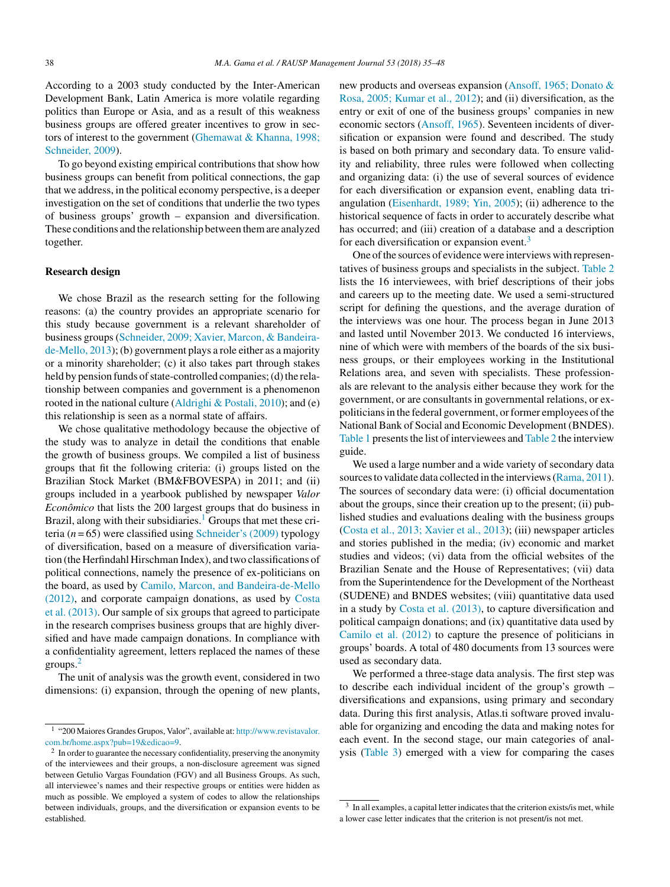According to a 2003 study conducted by the Inter-American Development Bank, Latin America is more volatile regarding politics than Europe or Asia, and as a result of this weakness business groups are offered greater incentives to grow in sectors of interest to the government (Ghemawat & Khanna, 1998; Schneider, 2009).

To go beyond existing empirical contributions that show how business groups can benefit from political connections, the gap that we address, in the political economy perspective, is a deeper investigation on the set of conditions that underlie the two types of business groups' growth – expansion and diversification. These conditions and the relationship between them are analyzed together.

## Research design

We chose Brazil as the research setting for the following reasons: (a) the country provides an appropriate scenario for this study because government is a relevant shareholder of business groups (Schneider, 2009; Xavier, Marcon, & Bandeira-de-Mello, 2013); (b) government plays a role either as a majority or a minority shareholder; (c) it also takes part through stakes held by pension funds of state-controlled companies; (d) the relationship between companies and government is a phenomenon rooted in the national culture (Aldrighi & Postali, 2010); and (e) this relationship is seen as a normal state of affairs.

We chose qualitative methodology because the objective of the study was to analyze in detail the conditions that enable the growth of business groups. We compiled a list of business groups that fit the following criteria: (i) groups listed on the Brazilian Stock Market (BM&FBOVESPA) in 2011; and (ii) groups included in a yearbook published by newspaper *Valor Econômico* that lists the 200 largest groups that do business in Brazil, along with their subsidiaries.[1] Groups that met these criteria ($n = 65$) were classified using Schneider's (2009) typology of diversification, based on a measure of diversification variation (the Herfindahl Hirschman Index), and two classifications of political connections, namely the presence of ex-politicians on the board, as used by Camilo, Marcon, and Bandeira-de-Mello (2012), and corporate campaign donations, as used by Costa et al. (2013). Our sample of six groups that agreed to participate in the research comprises business groups that are highly diversified and have made campaign donations. In compliance with a confidentiality agreement, letters replaced the names of these groups.[2]

The unit of analysis was the growth event, considered in two dimensions: (i) expansion, through the opening of new plants, new products and overseas expansion (Ansoff, 1965; Donato & Rosa, 2005; Kumar et al., 2012); and (ii) diversification, as the entry or exit of one of the business groups' companies in new economic sectors (Ansoff, 1965). Seventeen incidents of diversification or expansion were found and described. The study is based on both primary and secondary data. To ensure validity and reliability, three rules were followed when collecting and organizing data: (i) the use of several sources of evidence for each diversification or expansion event, enabling data triangulation (Eisenhardt, 1989; Yin, 2005); (ii) adherence to the historical sequence of facts in order to accurately describe what has occurred; and (iii) creation of a database and a description for each diversification or expansion event.[3]

One of the sources of evidence were interviews with representatives of business groups and specialists in the subject. Table 2 lists the 16 interviewees, with brief descriptions of their jobs and careers up to the meeting date. We used a semi-structured script for defining the questions, and the average duration of the interviews was one hour. The process began in June 2013 and lasted until November 2013. We conducted 16 interviews, nine of which were with members of the boards of the six business groups, or their employees working in the Institutional Relations area, and seven with specialists. These professionals are relevant to the analysis either because they work for the government, or are consultants in governmental relations, or ex-politicians in the federal government, or former employees of the National Bank of Social and Economic Development (BNDES). Table 1 presents the list of interviewees and Table 2 the interview guide.

We used a large number and a wide variety of secondary data sources to validate data collected in the interviews (Rama, 2011). The sources of secondary data were: (i) official documentation about the groups, since their creation up to the present; (ii) published studies and evaluations dealing with the business groups (Costa et al., 2013; Xavier et al., 2013); (iii) newspaper articles and stories published in the media; (iv) economic and market studies and videos; (vi) data from the official websites of the Brazilian Senate and the House of Representatives; (vii) data from the Superintendence for the Development of the Northeast (SUDENE) and BNDES websites; (viii) quantitative data used in a study by Costa et al. (2013), to capture diversification and political campaign donations; and (ix) quantitative data used by Camilo et al. (2012) to capture the presence of politicians in groups' boards. A total of 480 documents from 13 sources were used as secondary data.

We performed a three-stage data analysis. The first step was to describe each individual incident of the group's growth – diversifications and expansions, using primary and secondary data. During this first analysis, Atlas.ti software proved invaluable for organizing and encoding the data and making notes for each event. In the second stage, our main categories of analysis (Table 3) emerged with a view for comparing the cases

---

[1] "200 Maiores Grandes Grupos, Valor", available at: http://www.revistavalor.com.br/home.aspx?pub=19&edicao=9.

[2] In order to guarantee the necessary confidentiality, preserving the anonymity of the interviewees and their groups, a non-disclosure agreement was signed between Getulio Vargas Foundation (FGV) and all Business Groups. As such, all interviewee's names and their respective groups or entities were hidden as much as possible. We employed a system of codes to allow the relationships between individuals, groups, and the diversification or expansion events to be established.

[3] In all examples, a capital letter indicates that the criterion exists/is met, while a lower case letter indicates that the criterion is not present/is not met.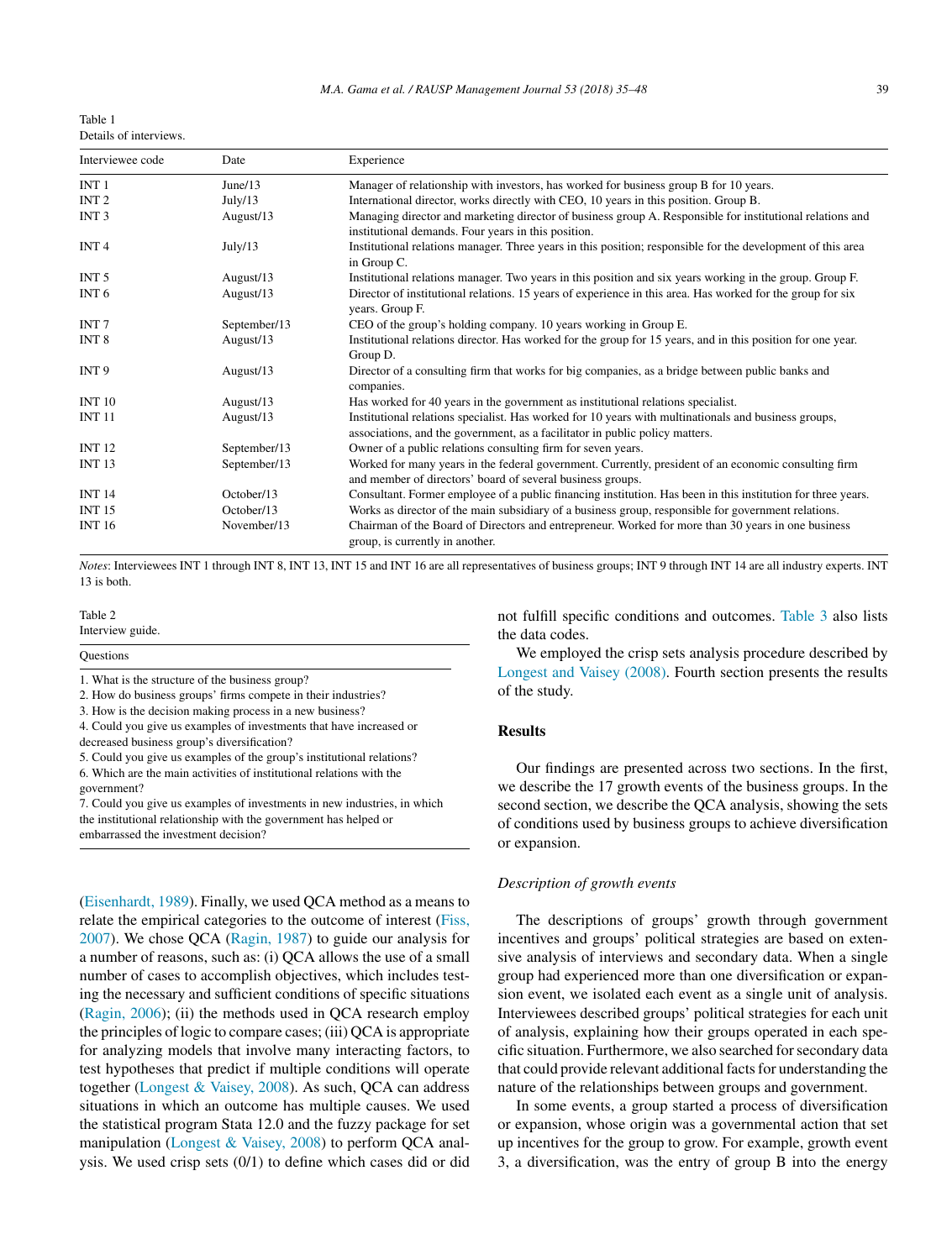Table 1
Details of interviews.

| Interviewee code | Date | Experience |
|---|---|---|
| INT 1 | June/13 | Manager of relationship with investors, has worked for business group B for 10 years. |
| INT 2 | July/13 | International director, works directly with CEO, 10 years in this position. Group B. |
| INT 3 | August/13 | Managing director and marketing director of business group A. Responsible for institutional relations and institutional demands. Four years in this position. |
| INT 4 | July/13 | Institutional relations manager. Three years in this position; responsible for the development of this area in Group C. |
| INT 5 | August/13 | Institutional relations manager. Two years in this position and six years working in the group. Group F. |
| INT 6 | August/13 | Director of institutional relations. 15 years of experience in this area. Has worked for the group for six years. Group F. |
| INT 7 | September/13 | CEO of the group's holding company. 10 years working in Group E. |
| INT 8 | August/13 | Institutional relations director. Has worked for the group for 15 years, and in this position for one year. Group D. |
| INT 9 | August/13 | Director of a consulting firm that works for big companies, as a bridge between public banks and companies. |
| INT 10 | August/13 | Has worked for 40 years in the government as institutional relations specialist. |
| INT 11 | August/13 | Institutional relations specialist. Has worked for 10 years with multinationals and business groups, associations, and the government, as a facilitator in public policy matters. |
| INT 12 | September/13 | Owner of a public relations consulting firm for seven years. |
| INT 13 | September/13 | Worked for many years in the federal government. Currently, president of an economic consulting firm and member of directors' board of several business groups. |
| INT 14 | October/13 | Consultant. Former employee of a public financing institution. Has been in this institution for three years. |
| INT 15 | October/13 | Works as director of the main subsidiary of a business group, responsible for government relations. |
| INT 16 | November/13 | Chairman of the Board of Directors and entrepreneur. Worked for more than 30 years in one business group, is currently in another. |

*Notes*: Interviewees INT 1 through INT 8, INT 13, INT 15 and INT 16 are all representatives of business groups; INT 9 through INT 14 are all industry experts. INT 13 is both.

Table 2
Interview guide.

| Questions |
|---|
| 1. What is the structure of the business group? |
| 2. How do business groups' firms compete in their industries? |
| 3. How is the decision making process in a new business? |
| 4. Could you give us examples of investments that have increased or decreased business group's diversification? |
| 5. Could you give us examples of the group's institutional relations? |
| 6. Which are the main activities of institutional relations with the government? |
| 7. Could you give us examples of investments in new industries, in which the institutional relationship with the government has helped or embarrassed the investment decision? |

(Eisenhardt, 1989). Finally, we used QCA method as a means to relate the empirical categories to the outcome of interest (Fiss, 2007). We chose QCA (Ragin, 1987) to guide our analysis for a number of reasons, such as: (i) QCA allows the use of a small number of cases to accomplish objectives, which includes testing the necessary and sufficient conditions of specific situations (Ragin, 2006); (ii) the methods used in QCA research employ the principles of logic to compare cases; (iii) QCA is appropriate for analyzing models that involve many interacting factors, to test hypotheses that predict if multiple conditions will operate together (Longest & Vaisey, 2008). As such, QCA can address situations in which an outcome has multiple causes. We used the statistical program Stata 12.0 and the fuzzy package for set manipulation (Longest & Vaisey, 2008) to perform QCA analysis. We used crisp sets (0/1) to define which cases did or did not fulfill specific conditions and outcomes. Table 3 also lists the data codes.

We employed the crisp sets analysis procedure described by Longest and Vaisey (2008). Fourth section presents the results of the study.

## Results

Our findings are presented across two sections. In the first, we describe the 17 growth events of the business groups. In the second section, we describe the QCA analysis, showing the sets of conditions used by business groups to achieve diversification or expansion.

### *Description of growth events*

The descriptions of groups' growth through government incentives and groups' political strategies are based on extensive analysis of interviews and secondary data. When a single group had experienced more than one diversification or expansion event, we isolated each event as a single unit of analysis. Interviewees described groups' political strategies for each unit of analysis, explaining how their groups operated in each specific situation. Furthermore, we also searched for secondary data that could provide relevant additional facts for understanding the nature of the relationships between groups and government.

In some events, a group started a process of diversification or expansion, whose origin was a governmental action that set up incentives for the group to grow. For example, growth event 3, a diversification, was the entry of group B into the energy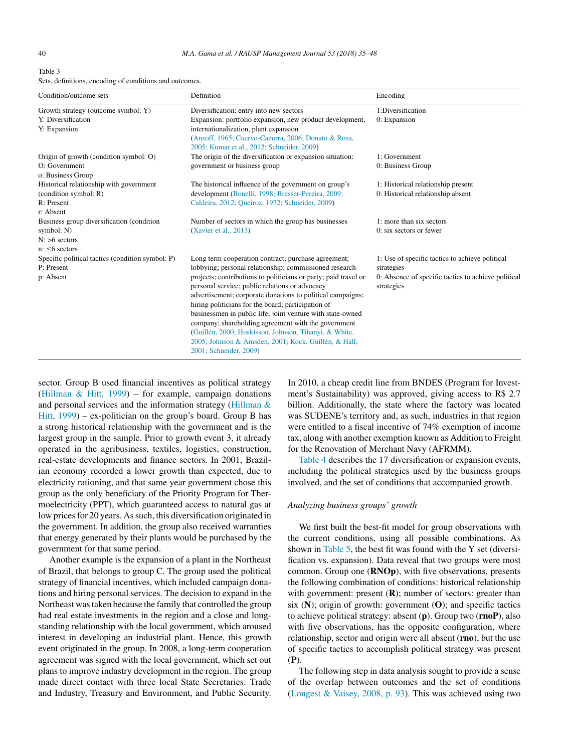Table 3
Sets, definitions, encoding of conditions and outcomes.

| Condition/outcome sets | Definition | Encoding |
|---|---|---|
| Growth strategy (outcome symbol: Y)<br>Y: Diversification<br>Y: Expansion | Diversification: entry into new sectors<br>Expansion: portfolio expansion, new product development, internationalization, plant expansion<br>(Ansoff, 1965; Cuervo-Cazurra, 2006; Donato & Rosa, 2005; Kumar et al., 2012; Schneider, 2009) | 1:Diversification<br>0: Expansion |
| Origin of growth (condition symbol: O)<br>O: Government<br>o: Business Group | The origin of the diversification or expansion situation: government or business group | 1: Government<br>0: Business Group |
| Historical relationship with government (condition symbol: R)<br>R: Present<br>r: Absent | The historical influence of the government on group's development (Bonelli, 1998; Bresser-Pereira, 2009; Caldeira, 2012; Queiroz, 1972; Schneider, 2009) | 1: Historical relationship present<br>0: Historical relationship absent |
| Business group diversification (condition symbol: N)<br>N: >6 sectors<br>n: ≤6 sectors | Number of sectors in which the group has businesses (Xavier et al., 2013) | 1: more than six sectors<br>0: six sectors or fewer |
| Specific political tactics (condition symbol: P)<br>P: Present<br>p: Absent | Long term cooperation contract; purchase agreement; lobbying; personal relationship; commissioned research projects; contributions to politicians or party; paid travel or personal service; public relations or advocacy advertisement; corporate donations to political campaigns; hiring politicians for the board; participation of businessmen in public life; joint venture with state-owned company; shareholding agreement with the government (Guillén, 2000; Hoskisson, Johnson, Tihanyi, & White, 2005; Johnson & Amsden, 2001; Kock, Guillén, & Hall, 2001; Schneider, 2009) | 1: Use of specific tactics to achieve political strategies<br>0: Absence of specific tactics to achieve political strategies |

sector. Group B used financial incentives as political strategy (Hillman & Hitt, 1999) – for example, campaign donations and personal services and the information strategy (Hillman & Hitt, 1999) – ex-politician on the group's board. Group B has a strong historical relationship with the government and is the largest group in the sample. Prior to growth event 3, it already operated in the agribusiness, textiles, logistics, construction, real-estate developments and finance sectors. In 2001, Brazilian economy recorded a lower growth than expected, due to electricity rationing, and that same year government chose this group as the only beneficiary of the Priority Program for Thermoelectricity (PPT), which guaranteed access to natural gas at low prices for 20 years. As such, this diversification originated in the government. In addition, the group also received warranties that energy generated by their plants would be purchased by the government for that same period.

Another example is the expansion of a plant in the Northeast of Brazil, that belongs to group C. The group used the political strategy of financial incentives, which included campaign donations and hiring personal services. The decision to expand in the Northeast was taken because the family that controlled the group had real estate investments in the region and a close and long-standing relationship with the local government, which aroused interest in developing an industrial plant. Hence, this growth event originated in the group. In 2008, a long-term cooperation agreement was signed with the local government, which set out plans to improve industry development in the region. The group made direct contact with three local State Secretaries: Trade and Industry, Treasury and Environment, and Public Security. In 2010, a cheap credit line from BNDES (Program for Investment's Sustainability) was approved, giving access to R$ 2.7 billion. Additionally, the state where the factory was located was SUDENE's territory and, as such, industries in that region were entitled to a fiscal incentive of 74% exemption of income tax, along with another exemption known as Addition to Freight for the Renovation of Merchant Navy (AFRMM).

Table 4 describes the 17 diversification or expansion events, including the political strategies used by the business groups involved, and the set of conditions that accompanied growth.

### *Analyzing business groups' growth*

We first built the best-fit model for group observations with the current conditions, using all possible combinations. As shown in Table 5, the best fit was found with the Y set (diversification vs. expansion). Data reveal that two groups were most common. Group one (**RNOp**), with five observations, presents the following combination of conditions: historical relationship with government: present (**R**); number of sectors: greater than six (**N**); origin of growth: government (**O**); and specific tactics to achieve political strategy: absent (**p**). Group two (**rnoP**), also with five observations, has the opposite configuration, where relationship, sector and origin were all absent (**rno**), but the use of specific tactics to accomplish political strategy was present (**P**).

The following step in data analysis sought to provide a sense of the overlap between outcomes and the set of conditions (Longest & Vaisey, 2008, p. 93). This was achieved using two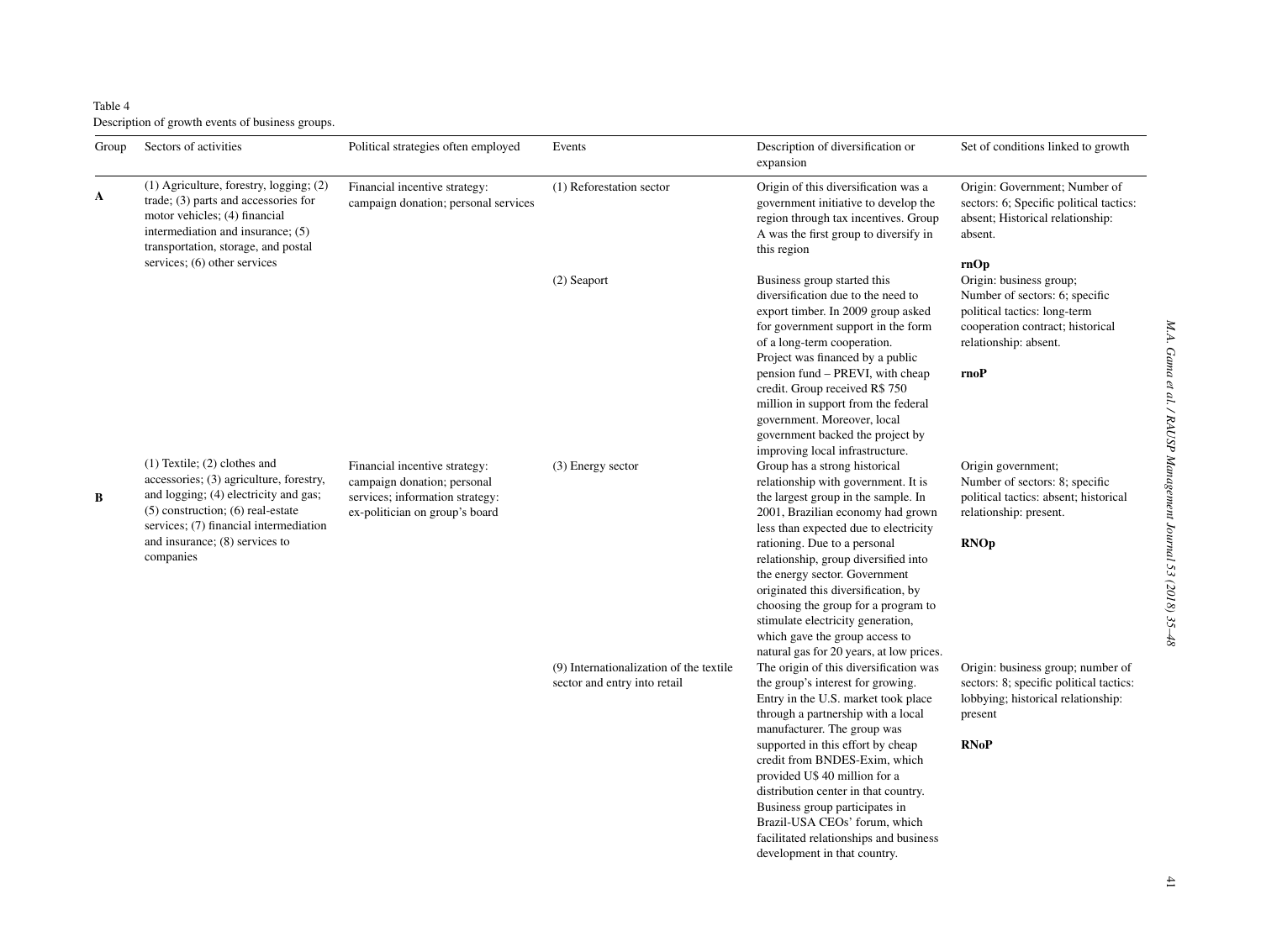Table 4
Description of growth events of business groups.

| Group | Sectors of activities | Political strategies often employed | Events | Description of diversification or expansion | Set of conditions linked to growth |
|---|---|---|---|---|---|
| **A** | (1) Agriculture, forestry, logging; (2) trade; (3) parts and accessories for motor vehicles; (4) financial intermediation and insurance; (5) transportation, storage, and postal services; (6) other services | Financial incentive strategy: campaign donation; personal services | (1) Reforestation sector | Origin of this diversification was a government initiative to develop the region through tax incentives. Group A was the first group to diversify in this region | Origin: Government; Number of sectors: 6; Specific political tactics: absent; Historical relationship: absent. **rnOp** |
| | | | (2) Seaport | Business group started this diversification due to the need to export timber. In 2009 group asked for government support in the form of a long-term cooperation. Project was financed by a public pension fund – PREVI, with cheap credit. Group received R$ 750 million in support from the federal government. Moreover, local government backed the project by improving local infrastructure. | Origin: business group; Number of sectors: 6; specific political tactics: long-term cooperation contract; historical relationship: absent. **rnoP** |
| **B** | (1) Textile; (2) clothes and accessories; (3) agriculture, forestry, and logging; (4) electricity and gas; (5) construction; (6) real-estate services; (7) financial intermediation and insurance; (8) services to companies | Financial incentive strategy: campaign donation; personal services; information strategy: ex-politician on group's board | (3) Energy sector | Group has a strong historical relationship with government. It is the largest group in the sample. In 2001, Brazilian economy had grown less than expected due to electricity rationing. Due to a personal relationship, group diversified into the energy sector. Government originated this diversification, by choosing the group for a program to stimulate electricity generation, which gave the group access to natural gas for 20 years, at low prices. | Origin government; Number of sectors: 8; specific political tactics: absent; historical relationship: present. **RNOp** |
| | | | (9) Internationalization of the textile sector and entry into retail | The origin of this diversification was the group's interest for growing. Entry in the U.S. market took place through a partnership with a local manufacturer. The group was supported in this effort by cheap credit from BNDES-Exim, which provided U$ 40 million for a distribution center in that country. Business group participates in Brazil-USA CEOs' forum, which facilitated relationships and business development in that country. | Origin: business group; number of sectors: 8; specific political tactics: lobbying; historical relationship: present **RNoP** |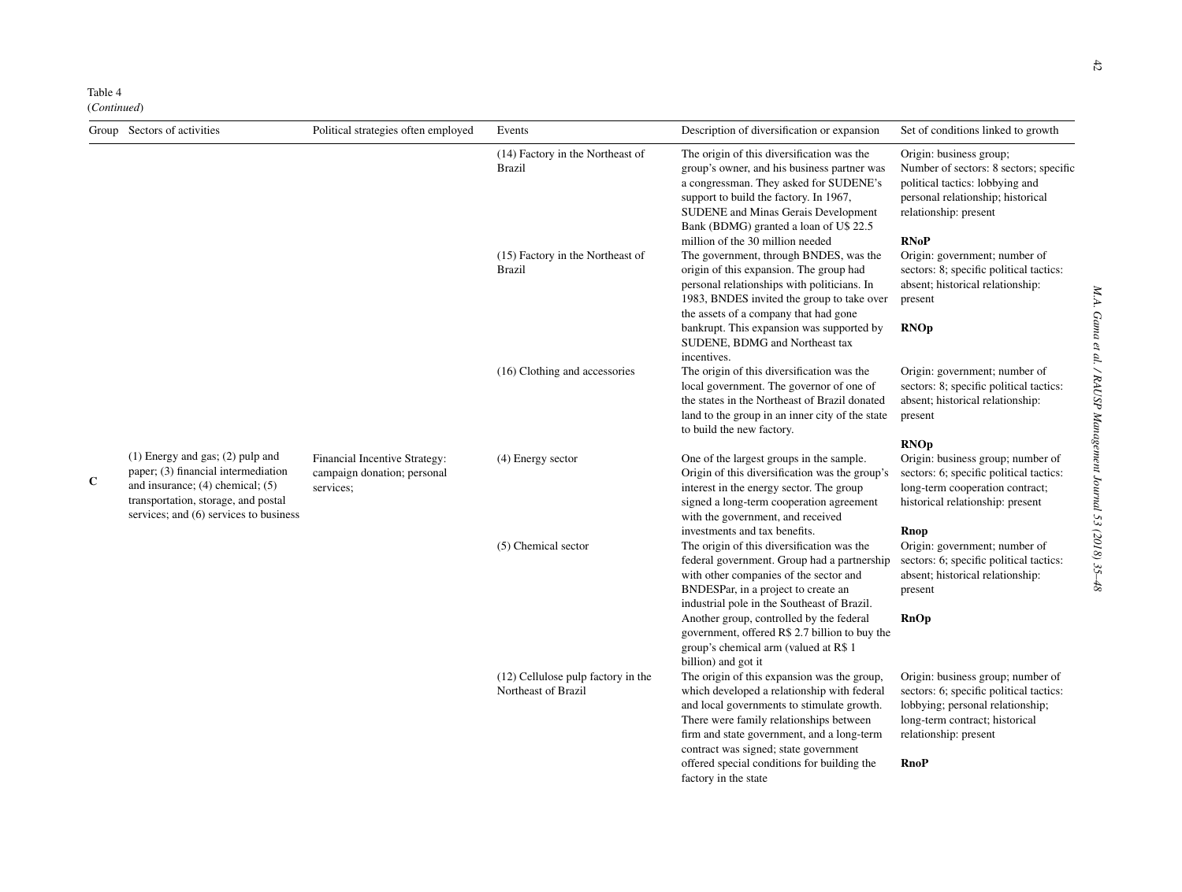Table 4
(*Continued*)

| Group | Sectors of activities | Political strategies often employed | Events | Description of diversification or expansion | Set of conditions linked to growth |
|---|---|---|---|---|---|
| | | | (14) Factory in the Northeast of Brazil | The origin of this diversification was the group's owner, and his business partner was a congressman. They asked for SUDENE's support to build the factory. In 1967, SUDENE and Minas Gerais Development Bank (BDMG) granted a loan of U$ 22.5 million of the 30 million needed | Origin: business group; Number of sectors: 8 sectors; specific political tactics: lobbying and personal relationship; historical relationship: present **RNoP** |
| | | | (15) Factory in the Northeast of Brazil | The government, through BNDES, was the origin of this expansion. The group had personal relationships with politicians. In 1983, BNDES invited the group to take over the assets of a company that had gone bankrupt. This expansion was supported by SUDENE, BDMG and Northeast tax incentives. | Origin: government; number of sectors: 8; specific political tactics: absent; historical relationship: present **RNOp** |
| | | | (16) Clothing and accessories | The origin of this diversification was the local government. The governor of one of the states in the Northeast of Brazil donated land to the group in an inner city of the state to build the new factory. | Origin: government; number of sectors: 8; specific political tactics: absent; historical relationship: present **RNOp** |
| **C** | (1) Energy and gas; (2) pulp and paper; (3) financial intermediation and insurance; (4) chemical; (5) transportation, storage, and postal services; and (6) services to business | Financial Incentive Strategy: campaign donation; personal services; | (4) Energy sector | One of the largest groups in the sample. Origin of this diversification was the group's interest in the energy sector. The group signed a long-term cooperation agreement with the government, and received investments and tax benefits. | Origin: business group; number of sectors: 6; specific political tactics: long-term cooperation contract; historical relationship: present **Rnop** |
| | | | (5) Chemical sector | The origin of this diversification was the federal government. Group had a partnership with other companies of the sector and BNDESPar, in a project to create an industrial pole in the Southeast of Brazil. Another group, controlled by the federal government, offered R$ 2.7 billion to buy the group's chemical arm (valued at R$ 1 billion) and got it | Origin: government; number of sectors: 6; specific political tactics: absent; historical relationship: present **RnOp** |
| | | | (12) Cellulose pulp factory in the Northeast of Brazil | The origin of this expansion was the group, which developed a relationship with federal and local governments to stimulate growth. There were family relationships between firm and state government, and a long-term contract was signed; state government offered special conditions for building the factory in the state | Origin: business group; number of sectors: 6; specific political tactics: lobbying; personal relationship; long-term contract; historical relationship: present **RnoP** |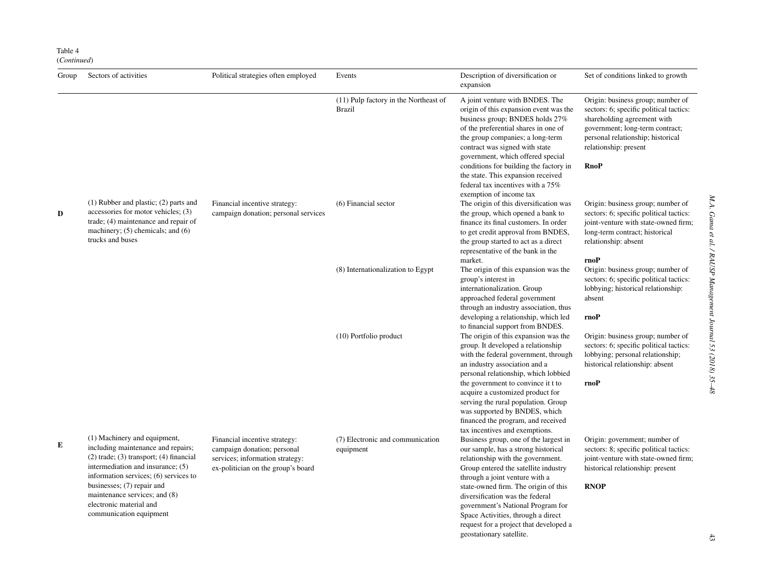Table 4
(*Continued*)

| Group | Sectors of activities | Political strategies often employed | Events | Description of diversification or expansion | Set of conditions linked to growth |
|---|---|---|---|---|---|
| | | | (11) Pulp factory in the Northeast of Brazil | A joint venture with BNDES. The origin of this expansion event was the business group; BNDES holds 27% of the preferential shares in one of the group companies; a long-term contract was signed with state government, which offered special conditions for building the factory in the state. This expansion received federal tax incentives with a 75% exemption of income tax | Origin: business group; number of sectors: 6; specific political tactics: shareholding agreement with government; long-term contract; personal relationship; historical relationship: present<br><br>**RnoP** |
| **D** | (1) Rubber and plastic; (2) parts and accessories for motor vehicles; (3) trade; (4) maintenance and repair of machinery; (5) chemicals; and (6) trucks and buses | Financial incentive strategy: campaign donation; personal services | (6) Financial sector | The origin of this diversification was the group, which opened a bank to finance its final customers. In order to get credit approval from BNDES, the group started to act as a direct representative of the bank in the market. | Origin: business group; number of sectors: 6; specific political tactics: joint-venture with state-owned firm; long-term contract; historical relationship: absent<br><br>**rnoP** |
| | | | (8) Internationalization to Egypt | The origin of this expansion was the group's interest in internationalization. Group approached federal government through an industry association, thus developing a relationship, which led to financial support from BNDES. | Origin: business group; number of sectors: 6; specific political tactics: lobbying; historical relationship: absent<br><br>**rnoP** |
| | | | (10) Portfolio product | The origin of this expansion was the group. It developed a relationship with the federal government, through an industry association and a personal relationship, which lobbied the government to convince it t to acquire a customized product for serving the rural population. Group was supported by BNDES, which financed the program, and received tax incentives and exemptions. | Origin: business group; number of sectors: 6; specific political tactics: lobbying; personal relationship; historical relationship: absent<br><br>**rnoP** |
| **E** | (1) Machinery and equipment, including maintenance and repairs; (2) trade; (3) transport; (4) financial intermediation and insurance; (5) information services; (6) services to businesses; (7) repair and maintenance services; and (8) electronic material and communication equipment | Financial incentive strategy: campaign donation; personal services; information strategy: ex-politician on the group's board | (7) Electronic and communication equipment | Business group, one of the largest in our sample, has a strong historical relationship with the government. Group entered the satellite industry through a joint venture with a state-owned firm. The origin of this diversification was the federal government's National Program for Space Activities, through a direct request for a project that developed a geostationary satellite. | Origin: government; number of sectors: 8; specific political tactics: joint-venture with state-owned firm; historical relationship: present<br><br>**RNOP** |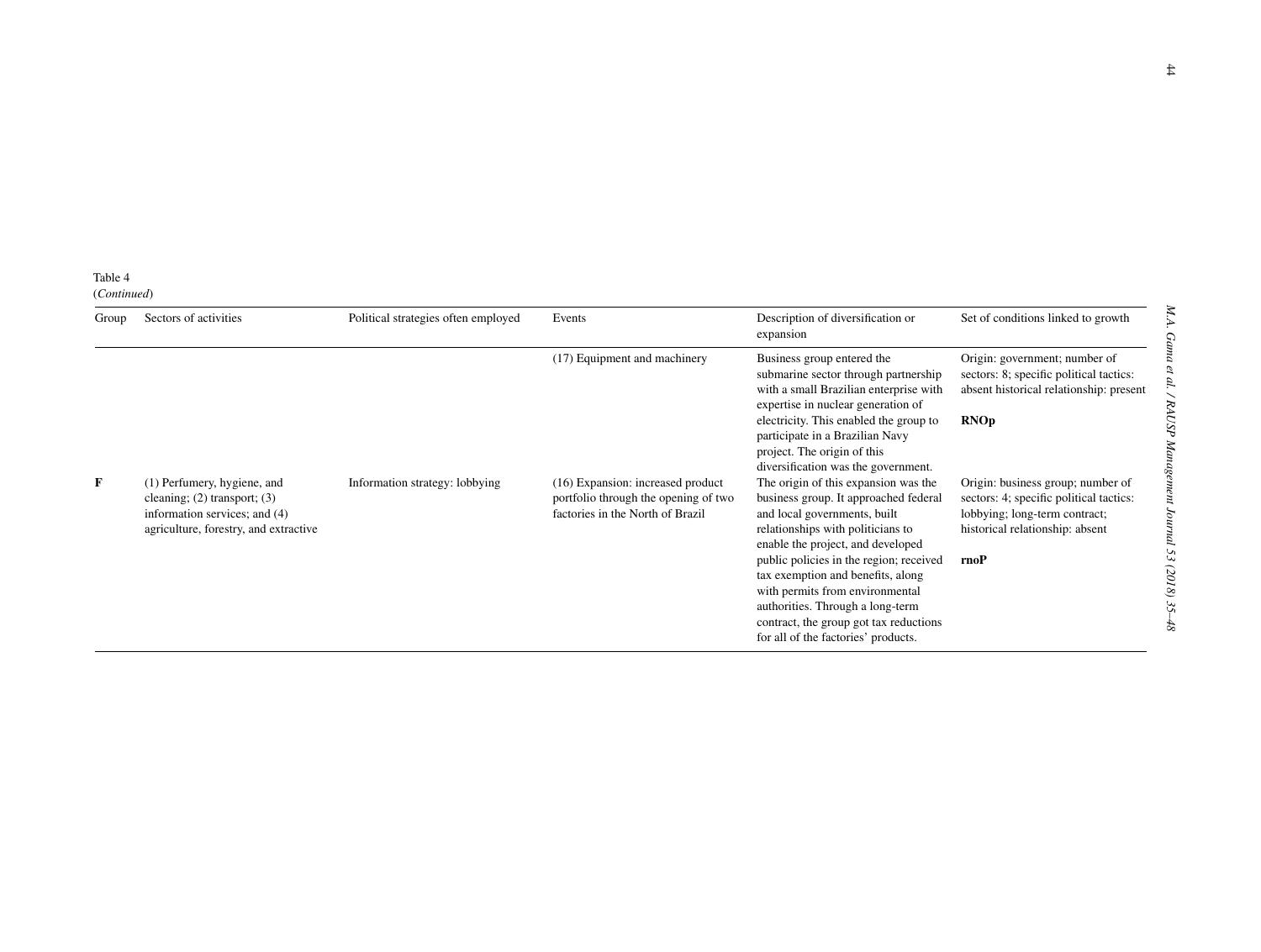Table 4
(*Continued*)

| Group | Sectors of activities | Political strategies often employed | Events | Description of diversification or expansion | Set of conditions linked to growth |
|---|---|---|---|---|---|
| | | | (17) Equipment and machinery | Business group entered the submarine sector through partnership with a small Brazilian enterprise with expertise in nuclear generation of electricity. This enabled the group to participate in a Brazilian Navy project. The origin of this diversification was the government. | Origin: government; number of sectors: 8; specific political tactics: absent historical relationship: present **RNOp** |
| **F** | (1) Perfumery, hygiene, and cleaning; (2) transport; (3) information services; and (4) agriculture, forestry, and extractive | Information strategy: lobbying | (16) Expansion: increased product portfolio through the opening of two factories in the North of Brazil | The origin of this expansion was the business group. It approached federal and local governments, built relationships with politicians to enable the project, and developed public policies in the region; received tax exemption and benefits, along with permits from environmental authorities. Through a long-term contract, the group got tax reductions for all of the factories' products. | Origin: business group; number of sectors: 4; specific political tactics: lobbying; long-term contract; historical relationship: absent **rnoP** |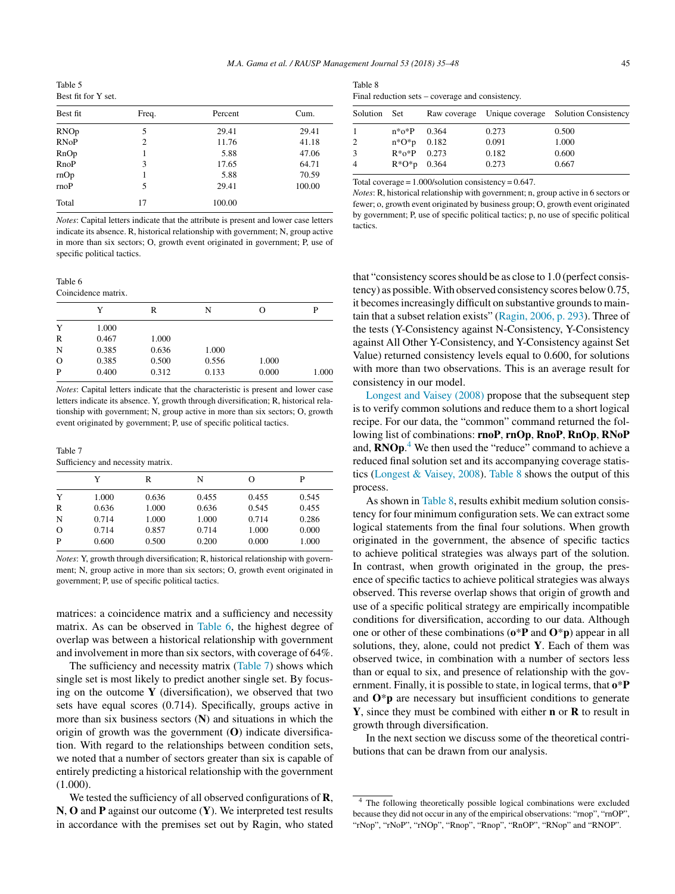Table 5
Best fit for Y set.

| Best fit | Freq. | Percent | Cum. |
|---|---|---|---|
| RNOp | 5 | 29.41 | 29.41 |
| RNoP | 2 | 11.76 | 41.18 |
| RnOp | 1 | 5.88 | 47.06 |
| RnoP | 3 | 17.65 | 64.71 |
| rnOp | 1 | 5.88 | 70.59 |
| rnoP | 5 | 29.41 | 100.00 |
| Total | 17 | 100.00 | |

*Notes*: Capital letters indicate that the attribute is present and lower case letters indicate its absence. R, historical relationship with government; N, group active in more than six sectors; O, growth event originated in government; P, use of specific political tactics.

Table 6
Coincidence matrix.

| | Y | R | N | O | P |
|---|---|---|---|---|---|
| Y | 1.000 | | | | |
| R | 0.467 | 1.000 | | | |
| N | 0.385 | 0.636 | 1.000 | | |
| O | 0.385 | 0.500 | 0.556 | 1.000 | |
| P | 0.400 | 0.312 | 0.133 | 0.000 | 1.000 |

*Notes*: Capital letters indicate that the characteristic is present and lower case letters indicate its absence. Y, growth through diversification; R, historical relationship with government; N, group active in more than six sectors; O, growth event originated by government; P, use of specific political tactics.

Table 7
Sufficiency and necessity matrix.

| | Y | R | N | O | P |
|---|---|---|---|---|---|
| Y | 1.000 | 0.636 | 0.455 | 0.455 | 0.545 |
| R | 0.636 | 1.000 | 0.636 | 0.545 | 0.455 |
| N | 0.714 | 1.000 | 1.000 | 0.714 | 0.286 |
| O | 0.714 | 0.857 | 0.714 | 1.000 | 0.000 |
| P | 0.600 | 0.500 | 0.200 | 0.000 | 1.000 |

*Notes*: Y, growth through diversification; R, historical relationship with government; N, group active in more than six sectors; O, growth event originated in government; P, use of specific political tactics.

matrices: a coincidence matrix and a sufficiency and necessity matrix. As can be observed in Table 6, the highest degree of overlap was between a historical relationship with government and involvement in more than six sectors, with coverage of 64%.

The sufficiency and necessity matrix (Table 7) shows which single set is most likely to predict another single set. By focusing on the outcome **Y** (diversification), we observed that two sets have equal scores (0.714). Specifically, groups active in more than six business sectors (**N**) and situations in which the origin of growth was the government (**O**) indicate diversification. With regard to the relationships between condition sets, we noted that a number of sectors greater than six is capable of entirely predicting a historical relationship with the government (1.000).

We tested the sufficiency of all observed configurations of **R**, **N**, **O** and **P** against our outcome (**Y**). We interpreted test results in accordance with the premises set out by Ragin, who stated that "consistency scores should be as close to 1.0 (perfect consistency) as possible. With observed consistency scores below 0.75, it becomes increasingly difficult on substantive grounds to maintain that a subset relation exists" (Ragin, 2006, p. 293). Three of the tests (Y-Consistency against N-Consistency, Y-Consistency against All Other Y-Consistency, and Y-Consistency against Set Value) returned consistency levels equal to 0.600, for solutions with more than two observations. This is an average result for consistency in our model.

Longest and Vaisey (2008) propose that the subsequent step is to verify common solutions and reduce them to a short logical recipe. For our data, the "common" command returned the following list of combinations: **rnoP**, **rnOp**, **RnoP**, **RnOp**, **RNoP** and, **RNOp**.[4] We then used the "reduce" command to achieve a reduced final solution set and its accompanying coverage statistics (Longest & Vaisey, 2008). Table 8 shows the output of this process.

Table 8
Final reduction sets – coverage and consistency.

| Solution | Set | Raw coverage | Unique coverage | Solution Consistency |
|---|---|---|---|---|
| 1 | n*o*P | 0.364 | 0.273 | 0.500 |
| 2 | n*O*p | 0.182 | 0.091 | 1.000 |
| 3 | R*o*P | 0.273 | 0.182 | 0.600 |
| 4 | R*O*p | 0.364 | 0.273 | 0.667 |

Total coverage = 1.000/solution consistency = 0.647.

*Notes*: R, historical relationship with government; n, group active in 6 sectors or fewer; o, growth event originated by business group; O, growth event originated by government; P, use of specific political tactics; p, no use of specific political tactics.

As shown in Table 8, results exhibit medium solution consistency for four minimum configuration sets. We can extract some logical statements from the final four solutions. When growth originated in the government, the absence of specific tactics to achieve political strategies was always part of the solution. In contrast, when growth originated in the group, the presence of specific tactics to achieve political strategies was always observed. This reverse overlap shows that origin of growth and use of a specific political strategy are empirically incompatible conditions for diversification, according to our data. Although one or other of these combinations (**o*P** and **O*p**) appear in all solutions, they, alone, could not predict **Y**. Each of them was observed twice, in combination with a number of sectors less than or equal to six, and presence of relationship with the government. Finally, it is possible to state, in logical terms, that **o*P** and **O*p** are necessary but insufficient conditions to generate **Y**, since they must be combined with either **n** or **R** to result in growth through diversification.

In the next section we discuss some of the theoretical contributions that can be drawn from our analysis.

[4] The following theoretically possible logical combinations were excluded because they did not occur in any of the empirical observations: "rnop", "rnOP", "rNop", "rNoP", "rNOp", "Rnop", "Rnop", "RnOP", "RNop" and "RNOP".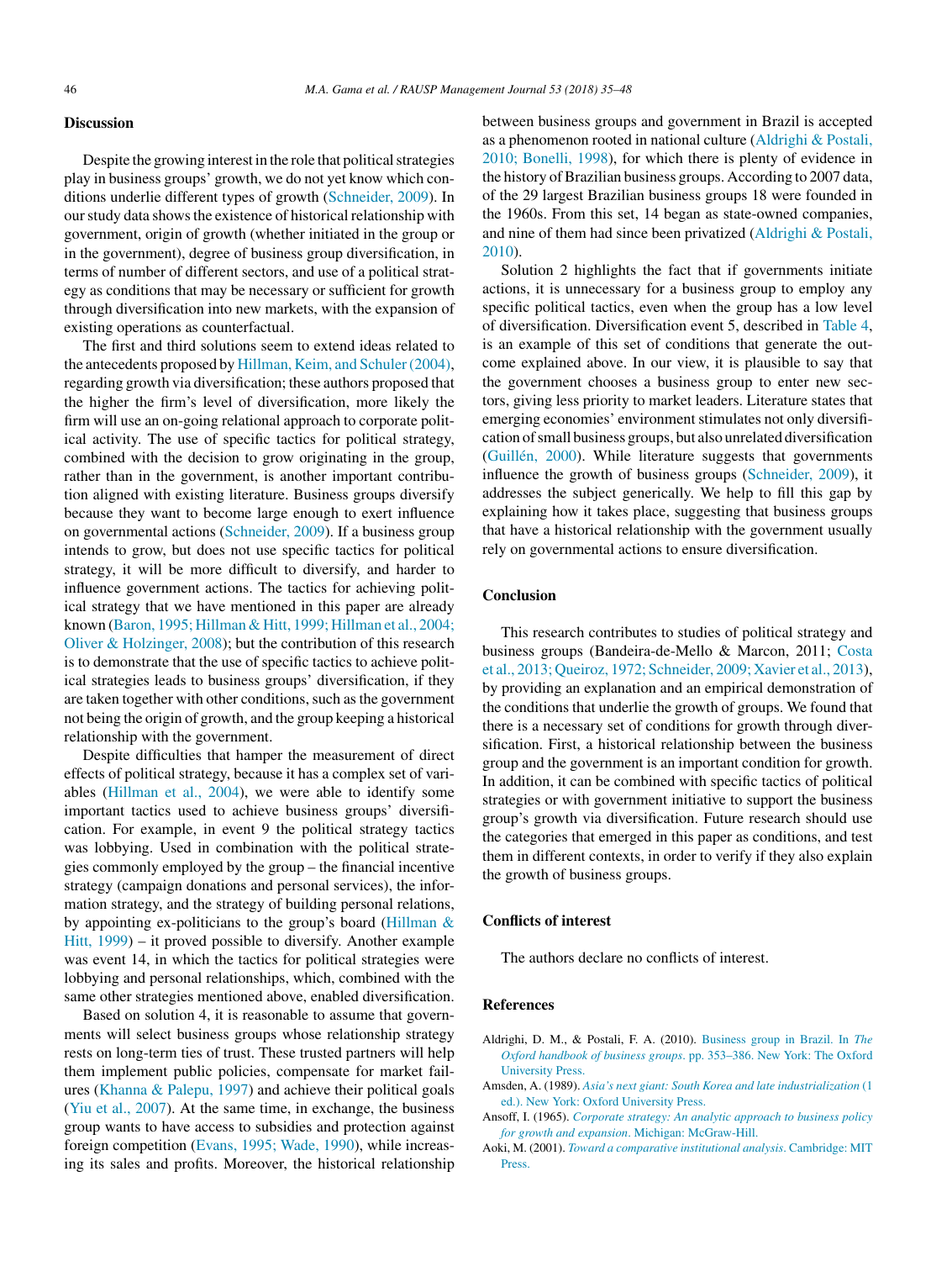## Discussion

Despite the growing interest in the role that political strategies play in business groups' growth, we do not yet know which conditions underlie different types of growth (Schneider, 2009). In our study data shows the existence of historical relationship with government, origin of growth (whether initiated in the group or in the government), degree of business group diversification, in terms of number of different sectors, and use of a political strategy as conditions that may be necessary or sufficient for growth through diversification into new markets, with the expansion of existing operations as counterfactual.

The first and third solutions seem to extend ideas related to the antecedents proposed by Hillman, Keim, and Schuler (2004), regarding growth via diversification; these authors proposed that the higher the firm's level of diversification, more likely the firm will use an on-going relational approach to corporate political activity. The use of specific tactics for political strategy, combined with the decision to grow originating in the group, rather than in the government, is another important contribution aligned with existing literature. Business groups diversify because they want to become large enough to exert influence on governmental actions (Schneider, 2009). If a business group intends to grow, but does not use specific tactics for political strategy, it will be more difficult to diversify, and harder to influence government actions. The tactics for achieving political strategy that we have mentioned in this paper are already known (Baron, 1995; Hillman & Hitt, 1999; Hillman et al., 2004; Oliver & Holzinger, 2008); but the contribution of this research is to demonstrate that the use of specific tactics to achieve political strategies leads to business groups' diversification, if they are taken together with other conditions, such as the government not being the origin of growth, and the group keeping a historical relationship with the government.

Despite difficulties that hamper the measurement of direct effects of political strategy, because it has a complex set of variables (Hillman et al., 2004), we were able to identify some important tactics used to achieve business groups' diversification. For example, in event 9 the political strategy tactics was lobbying. Used in combination with the political strategies commonly employed by the group – the financial incentive strategy (campaign donations and personal services), the information strategy, and the strategy of building personal relations, by appointing ex-politicians to the group's board (Hillman & Hitt, 1999) – it proved possible to diversify. Another example was event 14, in which the tactics for political strategies were lobbying and personal relationships, which, combined with the same other strategies mentioned above, enabled diversification.

Based on solution 4, it is reasonable to assume that governments will select business groups whose relationship strategy rests on long-term ties of trust. These trusted partners will help them implement public policies, compensate for market failures (Khanna & Palepu, 1997) and achieve their political goals (Yiu et al., 2007). At the same time, in exchange, the business group wants to have access to subsidies and protection against foreign competition (Evans, 1995; Wade, 1990), while increasing its sales and profits. Moreover, the historical relationship between business groups and government in Brazil is accepted as a phenomenon rooted in national culture (Aldrighi & Postali, 2010; Bonelli, 1998), for which there is plenty of evidence in the history of Brazilian business groups. According to 2007 data, of the 29 largest Brazilian business groups 18 were founded in the 1960s. From this set, 14 began as state-owned companies, and nine of them had since been privatized (Aldrighi & Postali, 2010).

Solution 2 highlights the fact that if governments initiate actions, it is unnecessary for a business group to employ any specific political tactics, even when the group has a low level of diversification. Diversification event 5, described in Table 4, is an example of this set of conditions that generate the outcome explained above. In our view, it is plausible to say that the government chooses a business group to enter new sectors, giving less priority to market leaders. Literature states that emerging economies' environment stimulates not only diversification of small business groups, but also unrelated diversification (Guillén, 2000). While literature suggests that governments influence the growth of business groups (Schneider, 2009), it addresses the subject generically. We help to fill this gap by explaining how it takes place, suggesting that business groups that have a historical relationship with the government usually rely on governmental actions to ensure diversification.

## Conclusion

This research contributes to studies of political strategy and business groups (Bandeira-de-Mello & Marcon, 2011; Costa et al., 2013; Queiroz, 1972; Schneider, 2009; Xavier et al., 2013), by providing an explanation and an empirical demonstration of the conditions that underlie the growth of groups. We found that there is a necessary set of conditions for growth through diversification. First, a historical relationship between the business group and the government is an important condition for growth. In addition, it can be combined with specific tactics of political strategies or with government initiative to support the business group's growth via diversification. Future research should use the categories that emerged in this paper as conditions, and test them in different contexts, in order to verify if they also explain the growth of business groups.

## Conflicts of interest

The authors declare no conflicts of interest.

## References

Aldrighi, D. M., & Postali, F. A. (2010). Business group in Brazil. In *The Oxford handbook of business groups*. pp. 353–386. New York: The Oxford University Press.

Amsden, A. (1989). *Asia's next giant: South Korea and late industrialization* (1 ed.). New York: Oxford University Press.

Ansoff, I. (1965). *Corporate strategy: An analytic approach to business policy for growth and expansion*. Michigan: McGraw-Hill.

Aoki, M. (2001). *Toward a comparative institutional analysis*. Cambridge: MIT Press.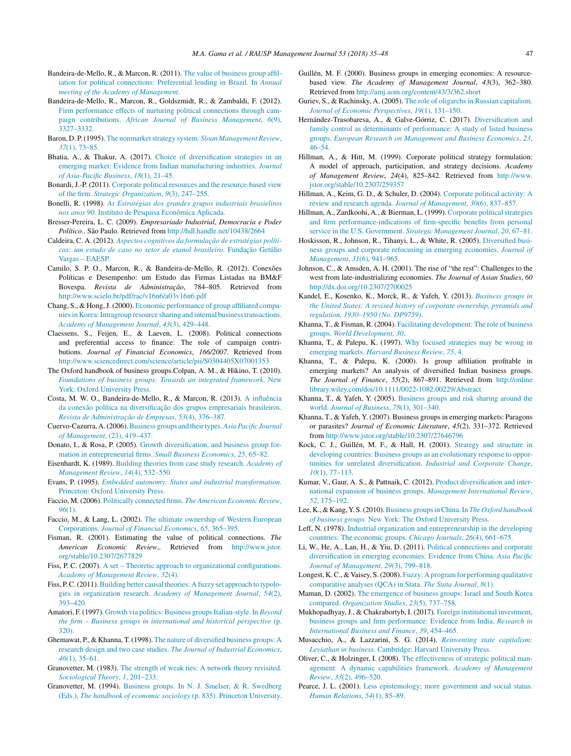Bandeira-de-Mello, R., & Marcon, R. (2011). The value of business group affiliation for political connections: Preferential lending in Brazil. In *Annual meeting of the Academy of Management*.

Bandeira-de-Mello, R., Marcon, R., Goldszmidt, R., & Zambaldi, F. (2012). Firm performance effects of nurturing political connections through campaign contributions. *African Journal of Business Management*, *6*(9), 3327–3332.

Baron, D. P. (1995). The nonmarket strategy system. *Sloan Management Review*, *37*(1), 73–85.

Bhatia, A., & Thakur, A. (2017). Choice of diversification strategies in an emerging market: Evidence from Indian manufacturing industries. *Journal of Asia-Pacific Business*, *18*(1), 21–45.

Bonardi, J.-P. (2011). Corporate political resources and the resource-based view of the firm. *Strategic Organization*, *9*(3), 247–255.

Bonelli, R. (1998). *As Estratégias dos grandes grupos industriais brasileiros nos anos 90*. Instituto de Pesquisa Econômica Aplicada.

Bresser-Pereira, L. C. (2009). *Empresariado Industrial, Democracia e Poder Político*.. São Paulo. Retrieved from http://hdl.handle.net/10438/2664

Caldeira, C. A. (2012). *Aspectos cognitivos da formulação de estratégias políticas: um estudo de caso no setor de etanol brasileiro*. Fundação Getúlio Vargas – EAESP.

Camilo, S. P. O., Marcon, R., & Bandeira-de-Mello, R. (2012). Conexões Políticas e Desempenho: um Estudo das Firmas Listadas na BM&F Bovespa. *Revista de Administração*, 784–805. Retrieved from http://www.scielo.br/pdf/rac/v16n6/a03v16n6.pdf

Chang, S., & Hong, J. (2000). Economic performance of group affiliated companies in Korea: Intragroup resource sharing and internal business transactions. *Academy of Management Journal*, *43*(3), 429–448.

Claessens, S., Feijen, E., & Laeven, L. (2008). Political connections and preferential access to finance: The role of campaign contributions. *Journal of Financial Economics*, *166/2007*. Retrieved from http://www.sciencedirect.com/science/article/pii/S0304405X07001353

The Oxford handbook of business groups.Colpan, A. M., & Hikino, T. (2010). *Foundations of business groups: Towards an integrated framework*. New York: Oxford University Press.

Costa, M. W. O., Bandeira-de-Mello, R., & Marcon, R. (2013). A influência da conexão política na diversificação dos grupos empresariais brasileiros. *Revista de Administração de Empresas*, *53*(4), 376–387.

Cuervo-Cazurra, A. (2006). Business groups and their types. *Asia Pacific Journal of Management*, (23), 419–437.

Donato, I., & Rosa, P. (2005). Growth diversification, and business group formation in entrepreneurial firms. *Small Business Economics*, *25*, 65–82.

Eisenhardt, K. (1989). Building theories from case study research. *Academy of Management Review*, *14*(4), 532–550.

Evans, P. (1995). *Embedded autonomy: States and industrial transformation*. Princeton: Oxford University Press.

Faccio, M. (2006). Politically connected firms. *The American Economic Review*, *96*(1).

Faccio, M., & Lang, L. (2002). The ultimate ownership of Western European Corporations. *Journal of Financial Economics*, *65*, 365–395.

Fisman, R. (2001). Estimating the value of political connections. *The American Economic Review*,. Retrieved from http://www.jstor.org/stable/10.2307/2677829

Fiss, P. C. (2007). A set – Theoretic approach to organizational configurations. *Academy of Management Review*, *32*(4).

Fiss, P. C. (2011). Building better causal theories: A fuzzy set approach to typologies in organization research. *Academy of Management Journal*, *54*(2), 393–420.

Amatori, F. (1997). Growth via politics: Business groups Italian-style. In *Beyond the firm – Business groups in international and historical perspective* (p. 320).

Ghemawat, P., & Khanna, T. (1998). The nature of diversified business groups: A research design and two case studies. *The Journal of Industrial Economics*, *46*(1), 35–61.

Granovetter, M. (1983). The strength of weak ties: A network theory revisited. *Sociological Theory*, *1*, 201–233.

Granovetter, M. (1994). Business groups. In N. J. Smelser, & R. Swedberg (Eds.), *The handbook of economic sociology* (p. 835). Princeton University.

Guillén, M. F. (2000). Business groups in emerging economies: A resource-based view. *The Academy of Management Journal*, *43*(3), 362–380. Retrieved from http://amj.aom.org/content/43/3/362.short

Guriev, S., & Rachinsky, A. (2005). The role of oligarchs in Russian capitalism. *Journal of Economic Perspectives*, *19*(1), 131–150.

Hernández-Trasobaresa, A., & Galve-Górriz, C. (2017). Diversification and family control as determinants of performance: A study of listed business groups. *European Research on Management and Business Economics*, *23*, 46–54.

Hillman, A., & Hitt, M. (1999). Corporate political strategy formulation: A model of approach, participation, and strategy decisions. *Academy of Management Review*, *24*(4), 825–842. Retrieved from http://www.jstor.org/stable/10.2307/259357

Hillman, A., Keim, G. D., & Schuler, D. (2004). Corporate political activity: A review and research agenda. *Journal of Management*, *30*(6), 837–857.

Hillman, A., Zardkoohi, A., & Bierman, L. (1999). Corporate political strategies and firm performance-indications of firm-specific benefits from personal service in the U.S. Government. *Strategic Management Journal*, *20*, 67–81.

Hoskisson, R., Johnson, R., Tihanyi, L., & White, R. (2005). Diversified business groups and corporate refocusing in emerging economies. *Journal of Management*, *31*(6), 941–965.

Johnson, C., & Amsden, A. H. (2001). The rise of "the rest": Challenges to the west from late-industrializing economies. *The Journal of Asian Studies*, *60* http://dx.doi.org/10.2307/2700025

Kandel, E., Kosenko, K., Morck, R., & Yafeh, Y. (2013). *Business groups in the United States: A revised history of corporate ownership, pyramids and regulation, 1930–1950 (No. DP9759)*.

Khanna, T., & Fisman, R. (2004). Facilitating development: The role of business groups. *World Development*, *30*.

Khanna, T., & Palepu, K. (1997). Why focused strategies may be wrong in emerging markets. *Harvard Business Review*, *75*, 4.

Khanna, T., & Palepu, K. (2000). Is group affiliation profitable in emerging markets? An analysis of diversified Indian business groups. *The Journal of Finance*, *55*(2), 867–891. Retrieved from http://onlinelibrary.wiley.com/doi/10.1111/0022-1082.00229/Abstract

Khanna, T., & Yafeh, Y. (2005). Business groups and risk sharing around the world. *Journal of Business*, *78*(1), 301–340.

Khanna, T., & Yafeh, Y. (2007). Business groups in emerging markets: Paragons or parasites? *Journal of Economic Literature*, *45*(2), 331–372. Retrieved from http://www.jstor.org/stable/10.2307/27646796

Kock, C. J., Guillén, M. F., & Hall, H. (2001). Strategy and structure in developing countries: Business groups as an evolutionary response to opportunities for unrelated diversification. *Industrial and Corporate Change*, *10*(1), 77–113.

Kumar, V., Gaur, A. S., & Pattnaik, C. (2012). Product diversification and international expansion of business groups. *Management International Review*, *52*, 175–192.

Lee, K., & Kang, Y. S. (2010). Business groups in China. In *The Oxford handbook of business groups*. New York: The Oxford University Press.

Leff, N. (1978). Industrial organization and entrepreneurship in the developing countries: The economic groups. *Chicago Journals*, *26*(4), 661–675.

Li, W., He, A., Lan, H., & Yiu, D. (2011). Political connections and corporate diversification in emerging economies: Evidence from China. *Asia Pacific Journal of Management*, *29*(3), 799–818.

Longest, K. C., & Vaisey, S. (2008). Fuzzy: A program for performing qualitative comparative analyses (QCA) in Stata. *The Stata Journal*, *8*(1).

Maman, D. (2002). The emergence of business groups: Israel and South Korea compared. *Organization Studies*, *23*(5), 737–758.

Mukhopadhyay, J., & Chakrabortyb, I. (2017). Foreign institutional investment, business groups and firm performance: Evidence from India. *Research in International Business and Finance*, *39*, 454–465.

Musacchio, A., & Lazzarini, S. G. (2014). *Reinventing state capitalism: Leviathan in business*. Cambridge: Harvard University Press.

Oliver, C., & Holzinger, I. (2008). The effectiveness of strategic political management: A dynamic capabilities framework. *Academy of Management Review*, *33*(2), 496–520.

Pearce, J. L. (2001). Less epistemology; more government and social status. *Human Relations*, *54*(1), 85–89.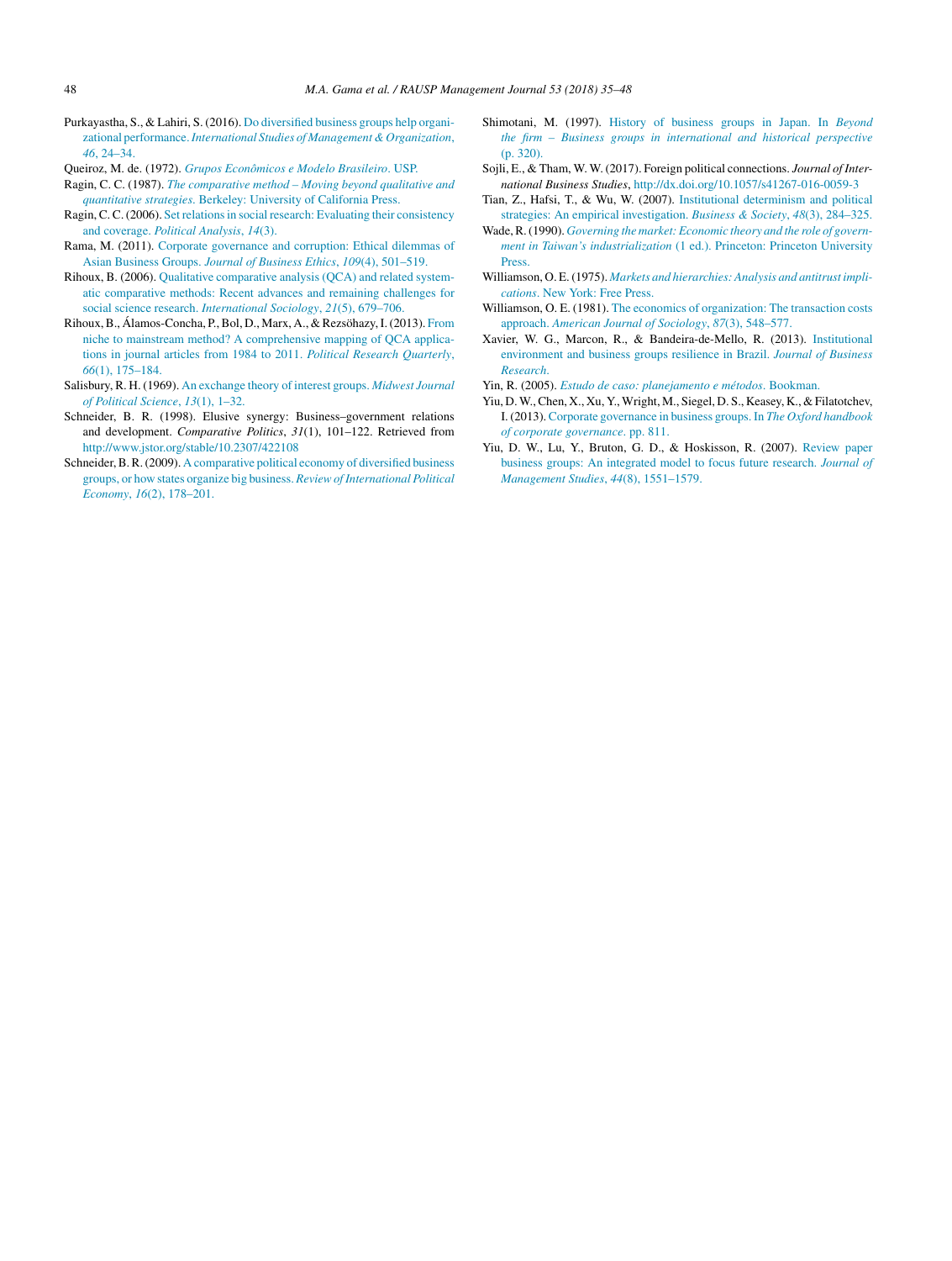Purkayastha, S., & Lahiri, S. (2016). Do diversified business groups help organizational performance. *International Studies of Management & Organization*, *46*, 24–34.

Queiroz, M. de. (1972). *Grupos Econômicos e Modelo Brasileiro*. USP.

Ragin, C. C. (1987). *The comparative method – Moving beyond qualitative and quantitative strategies*. Berkeley: University of California Press.

Ragin, C. C. (2006). Set relations in social research: Evaluating their consistency and coverage. *Political Analysis*, *14*(3).

Rama, M. (2011). Corporate governance and corruption: Ethical dilemmas of Asian Business Groups. *Journal of Business Ethics*, *109*(4), 501–519.

Rihoux, B. (2006). Qualitative comparative analysis (QCA) and related systematic comparative methods: Recent advances and remaining challenges for social science research. *International Sociology*, *21*(5), 679–706.

Rihoux, B., Álamos-Concha, P., Bol, D., Marx, A., & Rezsöhazy, I. (2013). From niche to mainstream method? A comprehensive mapping of QCA applications in journal articles from 1984 to 2011. *Political Research Quarterly*, *66*(1), 175–184.

Salisbury, R. H. (1969). An exchange theory of interest groups. *Midwest Journal of Political Science*, *13*(1), 1–32.

Schneider, B. R. (1998). Elusive synergy: Business–government relations and development. *Comparative Politics*, *31*(1), 101–122. Retrieved from http://www.jstor.org/stable/10.2307/422108

Schneider, B. R. (2009). A comparative political economy of diversified business groups, or how states organize big business. *Review of International Political Economy*, *16*(2), 178–201.

Shimotani, M. (1997). History of business groups in Japan. In *Beyond the firm – Business groups in international and historical perspective* (p. 320).

Sojli, E., & Tham, W. W. (2017). Foreign political connections. *Journal of International Business Studies*, http://dx.doi.org/10.1057/s41267-016-0059-3

Tian, Z., Hafsi, T., & Wu, W. (2007). Institutional determinism and political strategies: An empirical investigation. *Business & Society*, *48*(3), 284–325.

Wade, R. (1990). *Governing the market: Economic theory and the role of government in Taiwan's industrialization* (1 ed.). Princeton: Princeton University Press.

Williamson, O. E. (1975). *Markets and hierarchies: Analysis and antitrust implications*. New York: Free Press.

Williamson, O. E. (1981). The economics of organization: The transaction costs approach. *American Journal of Sociology*, *87*(3), 548–577.

Xavier, W. G., Marcon, R., & Bandeira-de-Mello, R. (2013). Institutional environment and business groups resilience in Brazil. *Journal of Business Research*.

Yin, R. (2005). *Estudo de caso: planejamento e métodos*. Bookman.

Yiu, D. W., Chen, X., Xu, Y., Wright, M., Siegel, D. S., Keasey, K., & Filatotchev, I. (2013). Corporate governance in business groups. In *The Oxford handbook of corporate governance*. pp. 811.

Yiu, D. W., Lu, Y., Bruton, G. D., & Hoskisson, R. (2007). Review paper business groups: An integrated model to focus future research. *Journal of Management Studies*, *44*(8), 1551–1579.